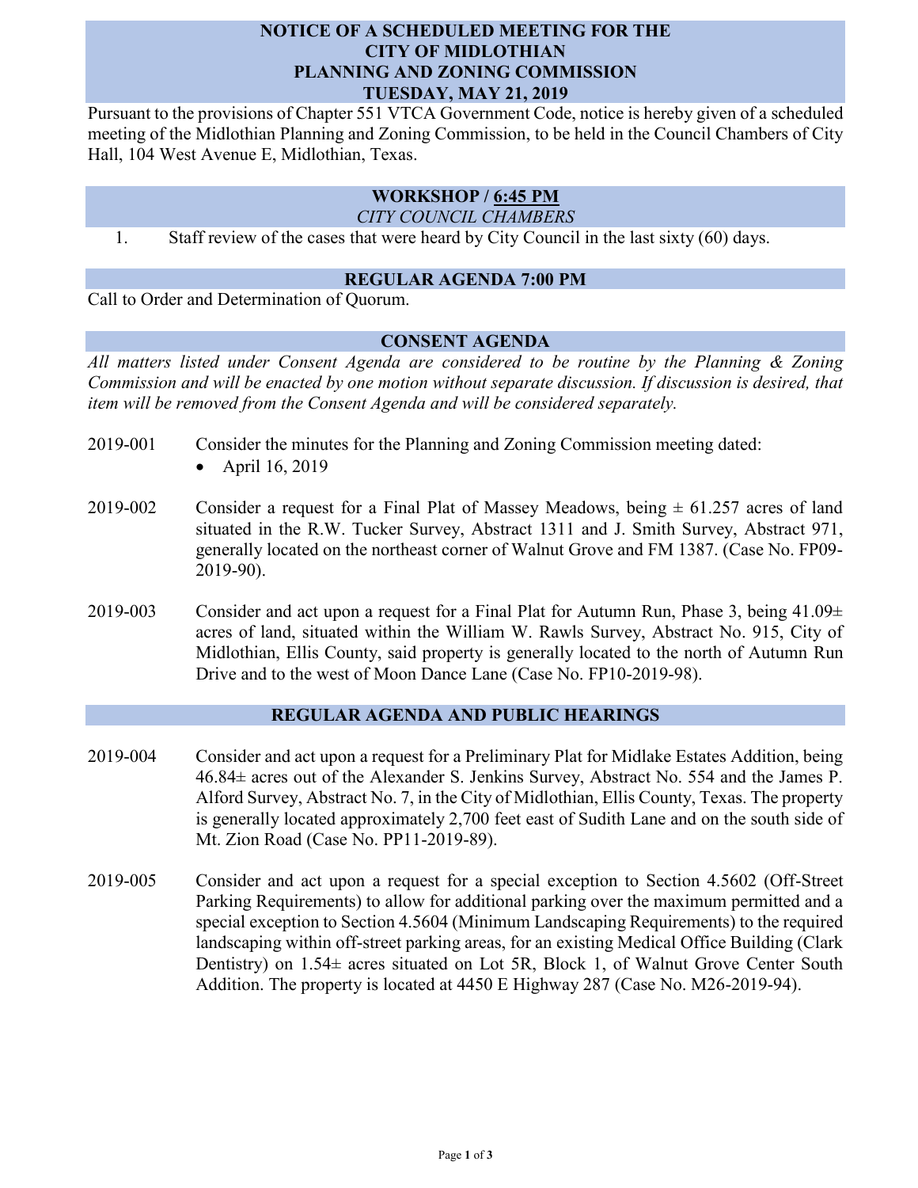# NOTICE OF A SCHEDULED MEETING FOR THE CITY OF MIDLOTHIAN PLANNING AND ZONING COMMISSION TUESDAY, MAY 21, 2019

Pursuant to the provisions of Chapter 551 VTCA Government Code, notice is hereby given of a scheduled meeting of the Midlothian Planning and Zoning Commission, to be held in the Council Chambers of City Hall, 104 West Avenue E, Midlothian, Texas.

## WORKSHOP / 6:45 PM

*CITY COUNCIL CHAMBERS*

1. Staff review of the cases that were heard by City Council in the last sixty (60) days.

## REGULAR AGENDA 7:00 PM

Call to Order and Determination of Quorum.

## CONSENT AGENDA

*All matters listed under Consent Agenda are considered to be routine by the Planning & Zoning Commission and will be enacted by one motion without separate discussion. If discussion is desired, that item will be removed from the Consent Agenda and will be considered separately.*

2019-001 Consider the minutes for the Planning and Zoning Commission meeting dated:

- April 16, 2019

2019-002 Consider a request for a Final Plat of Massey Meadows, being ± 61.257 acres of land situated in the R.W. Tucker Survey, Abstract 1311 and J. Smith Survey, Abstract 971, generally located on the northeast corner of Walnut Grove and FM 1387. (Case No. FP09-2019-90).

2019-003 Consider and act upon a request for a Final Plat for Autumn Run, Phase 3, being 41.09± acres of land, situated within the William W. Rawls Survey, Abstract No. 915, City of Midlothian, Ellis County, said property is generally located to the north of Autumn Run Drive and to the west of Moon Dance Lane (Case No. FP10-2019-98).

## REGULAR AGENDA AND PUBLIC HEARINGS

2019-004 Consider and act upon a request for a Preliminary Plat for Midlake Estates Addition, being 46.84± acres out of the Alexander S. Jenkins Survey, Abstract No. 554 and the James P. Alford Survey, Abstract No. 7, in the City of Midlothian, Ellis County, Texas. The property is generally located approximately 2,700 feet east of Sudith Lane and on the south side of Mt. Zion Road (Case No. PP11-2019-89).

2019-005 Consider and act upon a request for a special exception to Section 4.5602 (Off-Street Parking Requirements) to allow for additional parking over the maximum permitted and a special exception to Section 4.5604 (Minimum Landscaping Requirements) to the required landscaping within off-street parking areas, for an existing Medical Office Building (Clark Dentistry) on 1.54± acres situated on Lot 5R, Block 1, of Walnut Grove Center South Addition. The property is located at 4450 E Highway 287 (Case No. M26-2019-94).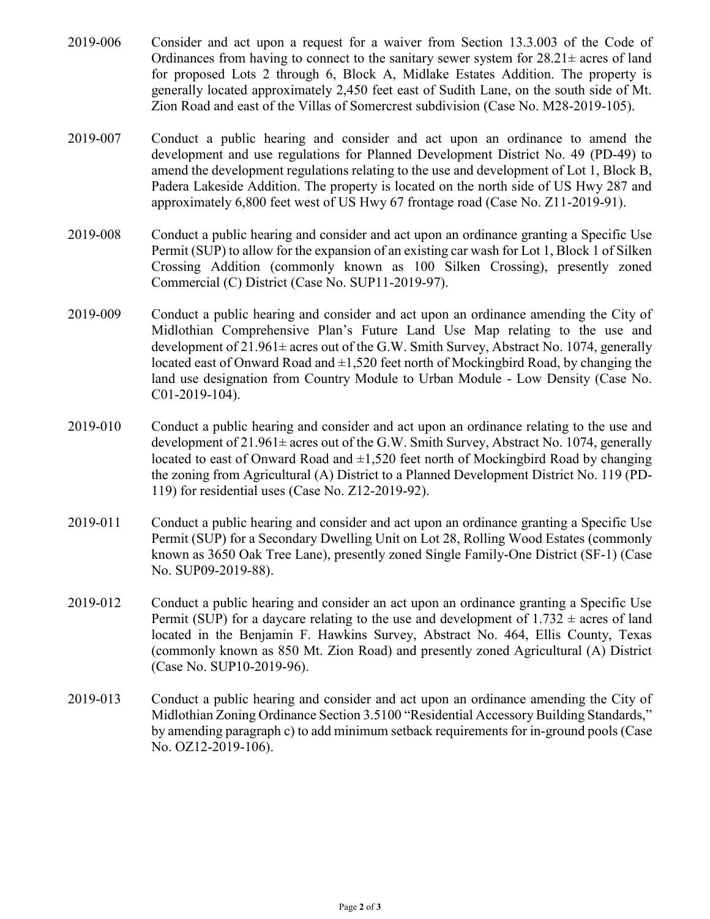2019-006 Consider and act upon a request for a waiver from Section 13.3.003 of the Code of Ordinances from having to connect to the sanitary sewer system for 28.21± acres of land for proposed Lots 2 through 6, Block A, Midlake Estates Addition. The property is generally located approximately 2,450 feet east of Sudith Lane, on the south side of Mt. Zion Road and east of the Villas of Somercrest subdivision (Case No. M28-2019-105).

2019-007 Conduct a public hearing and consider and act upon an ordinance to amend the development and use regulations for Planned Development District No. 49 (PD-49) to amend the development regulations relating to the use and development of Lot 1, Block B, Padera Lakeside Addition. The property is located on the north side of US Hwy 287 and approximately 6,800 feet west of US Hwy 67 frontage road (Case No. Z11-2019-91).

2019-008 Conduct a public hearing and consider and act upon an ordinance granting a Specific Use Permit (SUP) to allow for the expansion of an existing car wash for Lot 1, Block 1 of Silken Crossing Addition (commonly known as 100 Silken Crossing), presently zoned Commercial (C) District (Case No. SUP11-2019-97).

2019-009 Conduct a public hearing and consider and act upon an ordinance amending the City of Midlothian Comprehensive Plan's Future Land Use Map relating to the use and development of 21.961± acres out of the G.W. Smith Survey, Abstract No. 1074, generally located east of Onward Road and ±1,520 feet north of Mockingbird Road, by changing the land use designation from Country Module to Urban Module - Low Density (Case No. C01-2019-104).

2019-010 Conduct a public hearing and consider and act upon an ordinance relating to the use and development of 21.961± acres out of the G.W. Smith Survey, Abstract No. 1074, generally located to east of Onward Road and ±1,520 feet north of Mockingbird Road by changing the zoning from Agricultural (A) District to a Planned Development District No. 119 (PD-119) for residential uses (Case No. Z12-2019-92).

2019-011 Conduct a public hearing and consider and act upon an ordinance granting a Specific Use Permit (SUP) for a Secondary Dwelling Unit on Lot 28, Rolling Wood Estates (commonly known as 3650 Oak Tree Lane), presently zoned Single Family-One District (SF-1) (Case No. SUP09-2019-88).

2019-012 Conduct a public hearing and consider an act upon an ordinance granting a Specific Use Permit (SUP) for a daycare relating to the use and development of 1.732 ± acres of land located in the Benjamin F. Hawkins Survey, Abstract No. 464, Ellis County, Texas (commonly known as 850 Mt. Zion Road) and presently zoned Agricultural (A) District (Case No. SUP10-2019-96).

2019-013 Conduct a public hearing and consider and act upon an ordinance amending the City of Midlothian Zoning Ordinance Section 3.5100 "Residential Accessory Building Standards," by amending paragraph c) to add minimum setback requirements for in-ground pools (Case No. OZ12-2019-106).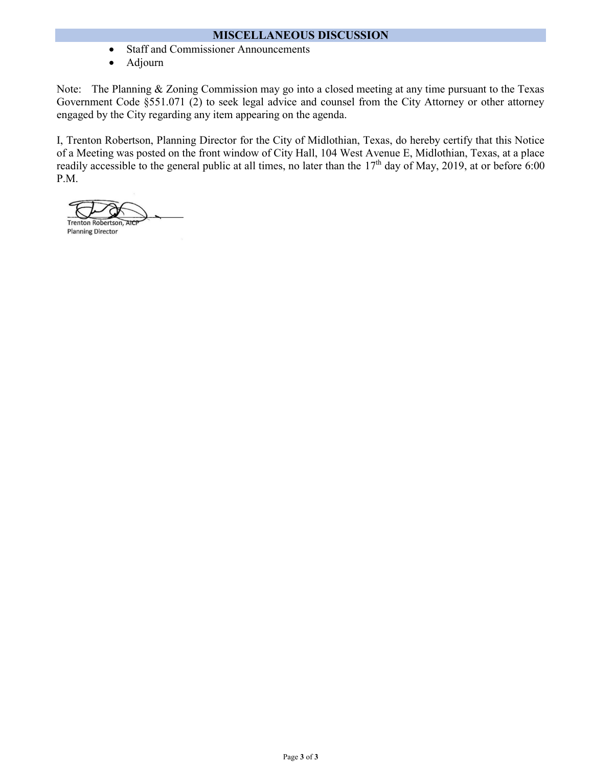## MISCELLANEOUS DISCUSSION

- Staff and Commissioner Announcements
- Adjourn

Note: The Planning & Zoning Commission may go into a closed meeting at any time pursuant to the Texas Government Code §551.071 (2) to seek legal advice and counsel from the City Attorney or other attorney engaged by the City regarding any item appearing on the agenda.

I, Trenton Robertson, Planning Director for the City of Midlothian, Texas, do hereby certify that this Notice of a Meeting was posted on the front window of City Hall, 104 West Avenue E, Midlothian, Texas, at a place readily accessible to the general public at all times, no later than the 17th day of May, 2019, at or before 6:00 P.M.

Trenton Robertson, AICP
Planning Director